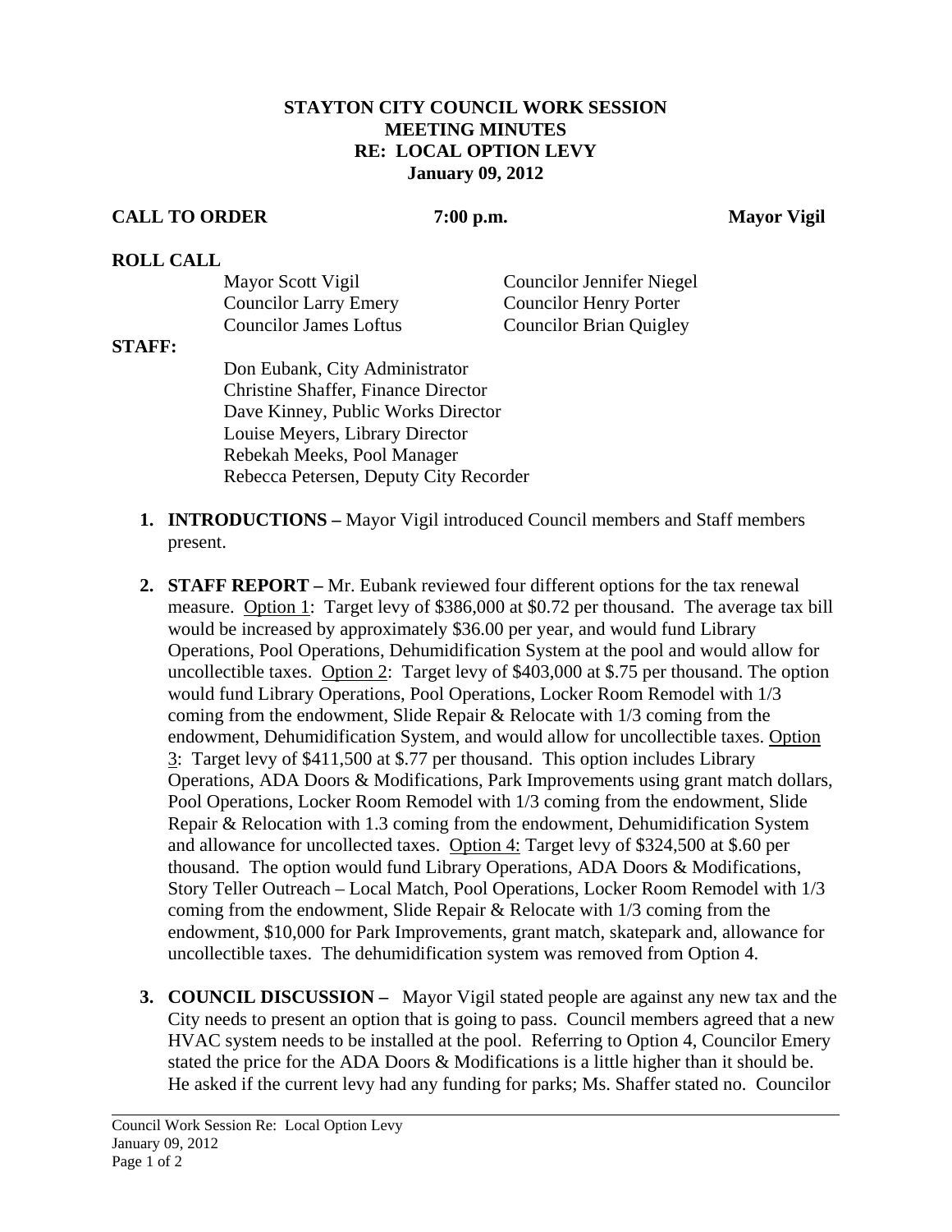# STAYTON CITY COUNCIL WORK SESSION
## MEETING MINUTES
## RE: LOCAL OPTION LEVY
## January 09, 2012

**CALL TO ORDER** **7:00 p.m.** **Mayor Vigil**

**ROLL CALL**

Mayor Scott Vigil
Councilor Jennifer Niegel
Councilor Larry Emery
Councilor Henry Porter
Councilor James Loftus
Councilor Brian Quigley

**STAFF:**

Don Eubank, City Administrator
Christine Shaffer, Finance Director
Dave Kinney, Public Works Director
Louise Meyers, Library Director
Rebekah Meeks, Pool Manager
Rebecca Petersen, Deputy City Recorder

1. **INTRODUCTIONS –** Mayor Vigil introduced Council members and Staff members present.

2. **STAFF REPORT –** Mr. Eubank reviewed four different options for the tax renewal measure. Option 1: Target levy of $386,000 at $0.72 per thousand. The average tax bill would be increased by approximately $36.00 per year, and would fund Library Operations, Pool Operations, Dehumidification System at the pool and would allow for uncollectible taxes. Option 2: Target levy of $403,000 at $.75 per thousand. The option would fund Library Operations, Pool Operations, Locker Room Remodel with 1/3 coming from the endowment, Slide Repair & Relocate with 1/3 coming from the endowment, Dehumidification System, and would allow for uncollectible taxes. Option 3: Target levy of $411,500 at $.77 per thousand. This option includes Library Operations, ADA Doors & Modifications, Park Improvements using grant match dollars, Pool Operations, Locker Room Remodel with 1/3 coming from the endowment, Slide Repair & Relocation with 1.3 coming from the endowment, Dehumidification System and allowance for uncollected taxes. Option 4: Target levy of $324,500 at $.60 per thousand. The option would fund Library Operations, ADA Doors & Modifications, Story Teller Outreach – Local Match, Pool Operations, Locker Room Remodel with 1/3 coming from the endowment, Slide Repair & Relocate with 1/3 coming from the endowment, $10,000 for Park Improvements, grant match, skatepark and, allowance for uncollectible taxes. The dehumidification system was removed from Option 4.

3. **COUNCIL DISCUSSION –** Mayor Vigil stated people are against any new tax and the City needs to present an option that is going to pass. Council members agreed that a new HVAC system needs to be installed at the pool. Referring to Option 4, Councilor Emery stated the price for the ADA Doors & Modifications is a little higher than it should be. He asked if the current levy had any funding for parks; Ms. Shaffer stated no. Councilor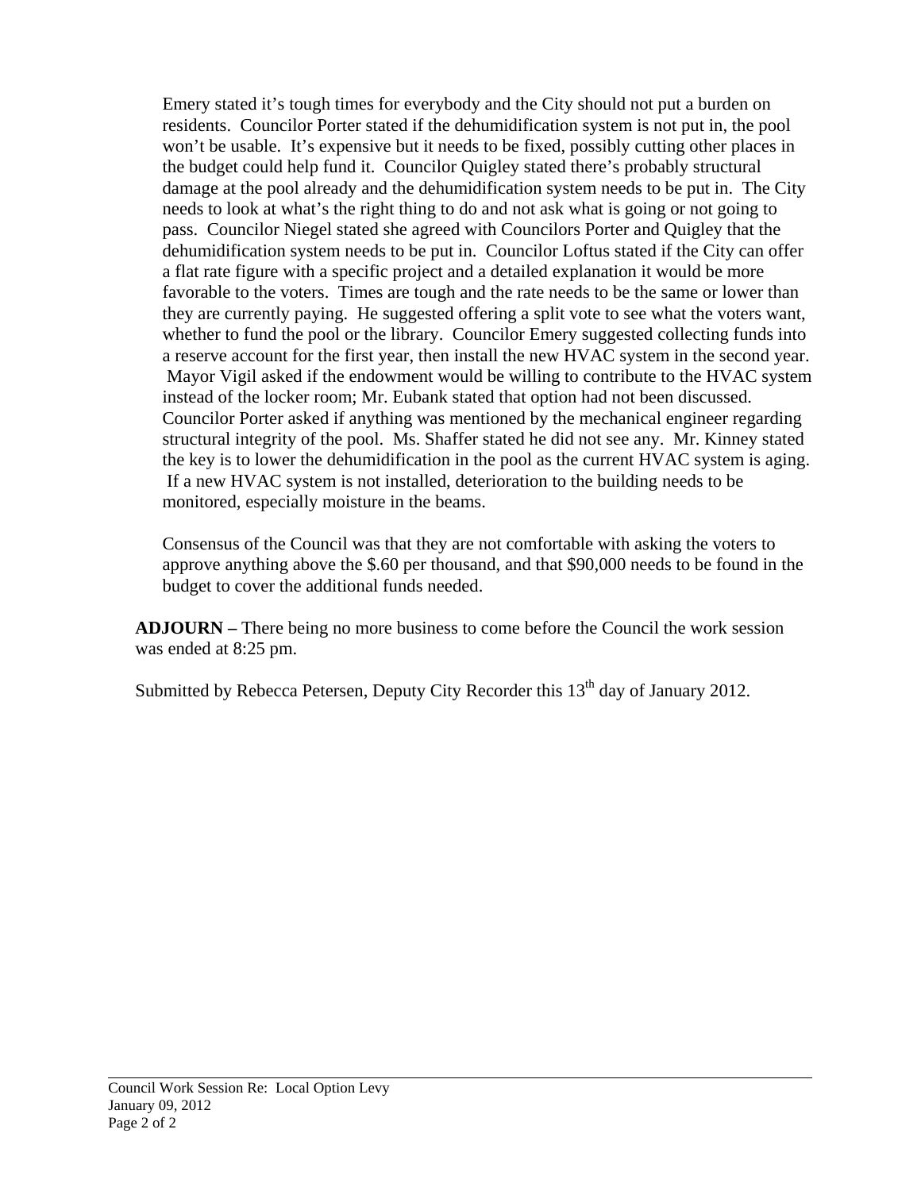Emery stated it's tough times for everybody and the City should not put a burden on residents. Councilor Porter stated if the dehumidification system is not put in, the pool won't be usable. It's expensive but it needs to be fixed, possibly cutting other places in the budget could help fund it. Councilor Quigley stated there's probably structural damage at the pool already and the dehumidification system needs to be put in. The City needs to look at what's the right thing to do and not ask what is going or not going to pass. Councilor Niegel stated she agreed with Councilors Porter and Quigley that the dehumidification system needs to be put in. Councilor Loftus stated if the City can offer a flat rate figure with a specific project and a detailed explanation it would be more favorable to the voters. Times are tough and the rate needs to be the same or lower than they are currently paying. He suggested offering a split vote to see what the voters want, whether to fund the pool or the library. Councilor Emery suggested collecting funds into a reserve account for the first year, then install the new HVAC system in the second year. Mayor Vigil asked if the endowment would be willing to contribute to the HVAC system instead of the locker room; Mr. Eubank stated that option had not been discussed. Councilor Porter asked if anything was mentioned by the mechanical engineer regarding structural integrity of the pool. Ms. Shaffer stated he did not see any. Mr. Kinney stated the key is to lower the dehumidification in the pool as the current HVAC system is aging. If a new HVAC system is not installed, deterioration to the building needs to be monitored, especially moisture in the beams.

Consensus of the Council was that they are not comfortable with asking the voters to approve anything above the $.60 per thousand, and that $90,000 needs to be found in the budget to cover the additional funds needed.

**ADJOURN –** There being no more business to come before the Council the work session was ended at 8:25 pm.

Submitted by Rebecca Petersen, Deputy City Recorder this 13th day of January 2012.